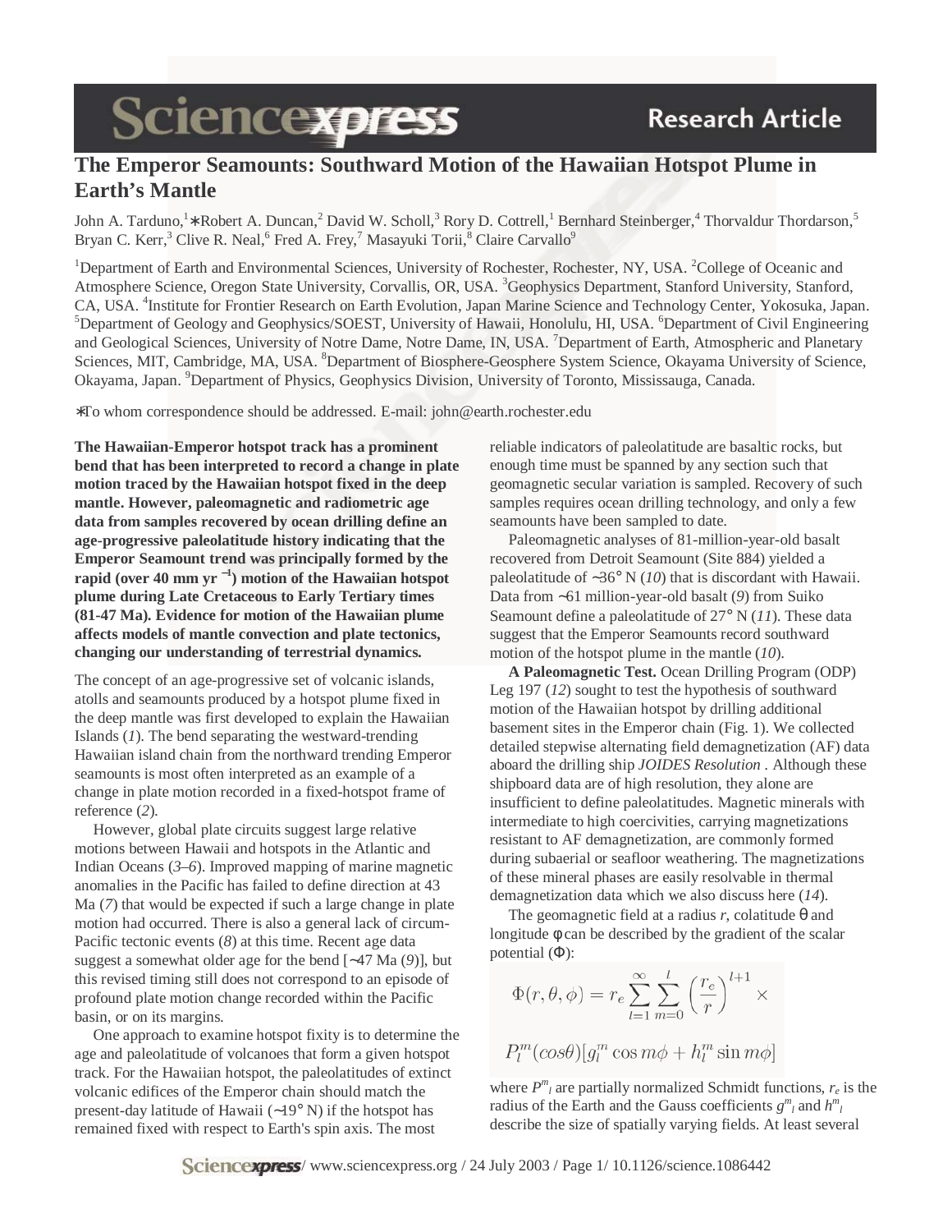# The Emperor Seamounts: Southward Motion of the Hawaiian Hotspot Plume in Earth's Mantle

John A. Tarduno,[1]* Robert A. Duncan,[2] David W. Scholl,[3] Rory D. Cottrell,[1] Bernhard Steinberger,[4] Thorvaldur Thordarson,[5] Bryan C. Kerr,[3] Clive R. Neal,[6] Fred A. Frey,[7] Masayuki Torii,[8] Claire Carvallo[9]

[1]Department of Earth and Environmental Sciences, University of Rochester, Rochester, NY, USA. [2]College of Oceanic and Atmosphere Science, Oregon State University, Corvallis, OR, USA. [3]Geophysics Department, Stanford University, Stanford, CA, USA. [4]Institute for Frontier Research on Earth Evolution, Japan Marine Science and Technology Center, Yokosuka, Japan. [5]Department of Geology and Geophysics/SOEST, University of Hawaii, Honolulu, HI, USA. [6]Department of Civil Engineering and Geological Sciences, University of Notre Dame, Notre Dame, IN, USA. [7]Department of Earth, Atmospheric and Planetary Sciences, MIT, Cambridge, MA, USA. [8]Department of Biosphere-Geosphere System Science, Okayama University of Science, Okayama, Japan. [9]Department of Physics, Geophysics Division, University of Toronto, Mississauga, Canada.

*To whom correspondence should be addressed. E-mail: john@earth.rochester.edu

**The Hawaiian-Emperor hotspot track has a prominent bend that has been interpreted to record a change in plate motion traced by the Hawaiian hotspot fixed in the deep mantle. However, paleomagnetic and radiometric age data from samples recovered by ocean drilling define an age-progressive paleolatitude history indicating that the Emperor Seamount trend was principally formed by the rapid (over 40 mm yr$^{-1}$) motion of the Hawaiian hotspot plume during Late Cretaceous to Early Tertiary times (81-47 Ma). Evidence for motion of the Hawaiian plume affects models of mantle convection and plate tectonics, changing our understanding of terrestrial dynamics.**

The concept of an age-progressive set of volcanic islands, atolls and seamounts produced by a hotspot plume fixed in the deep mantle was first developed to explain the Hawaiian Islands (*1*). The bend separating the westward-trending Hawaiian island chain from the northward trending Emperor seamounts is most often interpreted as an example of a change in plate motion recorded in a fixed-hotspot frame of reference (*2*).

However, global plate circuits suggest large relative motions between Hawaii and hotspots in the Atlantic and Indian Oceans (*3*–*6*). Improved mapping of marine magnetic anomalies in the Pacific has failed to define direction at 43 Ma (*7*) that would be expected if such a large change in plate motion had occurred. There is also a general lack of circum-Pacific tectonic events (*8*) at this time. Recent age data suggest a somewhat older age for the bend [~47 Ma (*9*)], but this revised timing still does not correspond to an episode of profound plate motion change recorded within the Pacific basin, or on its margins.

One approach to examine hotspot fixity is to determine the age and paleolatitude of volcanoes that form a given hotspot track. For the Hawaiian hotspot, the paleolatitudes of extinct volcanic edifices of the Emperor chain should match the present-day latitude of Hawaii (~19° N) if the hotspot has remained fixed with respect to Earth's spin axis. The most reliable indicators of paleolatitude are basaltic rocks, but enough time must be spanned by any section such that geomagnetic secular variation is sampled. Recovery of such samples requires ocean drilling technology, and only a few seamounts have been sampled to date.

Paleomagnetic analyses of 81-million-year-old basalt recovered from Detroit Seamount (Site 884) yielded a paleolatitude of ~36° N (*10*) that is discordant with Hawaii. Data from ~61 million-year-old basalt (*9*) from Suiko Seamount define a paleolatitude of 27° N (*11*). These data suggest that the Emperor Seamounts record southward motion of the hotspot plume in the mantle (*10*).

**A Paleomagnetic Test.** Ocean Drilling Program (ODP) Leg 197 (*12*) sought to test the hypothesis of southward motion of the Hawaiian hotspot by drilling additional basement sites in the Emperor chain (Fig. 1). We collected detailed stepwise alternating field demagnetization (AF) data aboard the drilling ship *JOIDES Resolution* . Although these shipboard data are of high resolution, they alone are insufficient to define paleolatitudes. Magnetic minerals with intermediate to high coercivities, carrying magnetizations resistant to AF demagnetization, are commonly formed during subaerial or seafloor weathering. The magnetizations of these mineral phases are easily resolvable in thermal demagnetization data which we also discuss here (*14*).

The geomagnetic field at a radius $r$, colatitude $\theta$ and longitude $\phi$ can be described by the gradient of the scalar potential ($\Phi$):

$$\Phi(r,\theta,\phi) = r_e \sum_{l=1}^{\infty} \sum_{m=0}^{l} \left(\frac{r_e}{r}\right)^{l+1} \times P_l^m(\cos\theta)[g_l^m \cos m\phi + h_l^m \sin m\phi]$$

where $P^m_l$ are partially normalized Schmidt functions, $r_e$ is the radius of the Earth and the Gauss coefficients $g^m_l$ and $h^m_l$ describe the size of spatially varying fields. At least several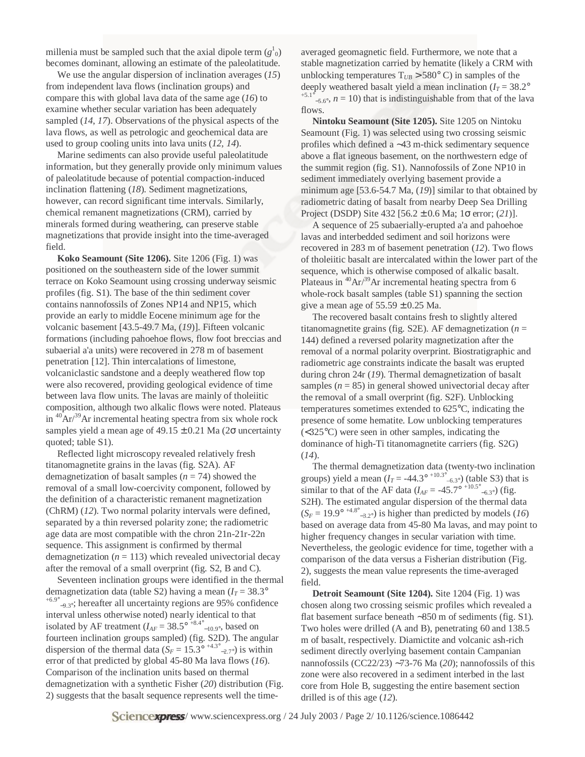millenia must be sampled such that the axial dipole term ($g^1_0$) becomes dominant, allowing an estimate of the paleolatitude.

We use the angular dispersion of inclination averages (*15*) from independent lava flows (inclination groups) and compare this with global lava data of the same age (*16*) to examine whether secular variation has been adequately sampled (*14*, *17*). Observations of the physical aspects of the lava flows, as well as petrologic and geochemical data are used to group cooling units into lava units (*12*, *14*).

Marine sediments can also provide useful paleolatitude information, but they generally provide only minimum values of paleolatitude because of potential compaction-induced inclination flattening (*18*). Sediment magnetizations, however, can record significant time intervals. Similarly, chemical remanent magnetizations (CRM), carried by minerals formed during weathering, can preserve stable magnetizations that provide insight into the time-averaged field.

**Koko Seamount (Site 1206).** Site 1206 (Fig. 1) was positioned on the southeastern side of the lower summit terrace on Koko Seamount using crossing underway seismic profiles (fig. S1). The base of the thin sediment cover contains nannofossils of Zones NP14 and NP15, which provide an early to middle Eocene minimum age for the volcanic basement [43.5-49.7 Ma, (*19*)]. Fifteen volcanic formations (including pahoehoe flows, flow foot breccias and subaerial a'a units) were recovered in 278 m of basement penetration [12]. Thin intercalations of limestone, volcaniclastic sandstone and a deeply weathered flow top were also recovered, providing geological evidence of time between lava flow units. The lavas are mainly of tholeiitic composition, although two alkalic flows were noted. Plateaus in $^{40}Ar/^{39}Ar$ incremental heating spectra from six whole rock samples yield a mean age of 49.15 ± 0.21 Ma (2σ uncertainty quoted; table S1).

Reflected light microscopy revealed relatively fresh titanomagnetite grains in the lavas (fig. S2A). AF demagnetization of basalt samples ($n$ = 74) showed the removal of a small low-coercivity component, followed by the definition of a characteristic remanent magnetization (ChRM) (*12*). Two normal polarity intervals were defined, separated by a thin reversed polarity zone; the radiometric age data are most compatible with the chron 21n-21r-22n sequence. This assignment is confirmed by thermal demagnetization ($n$ = 113) which revealed univectorial decay after the removal of a small overprint (fig. S2, B and C).

Seventeen inclination groups were identified in the thermal demagnetization data (table S2) having a mean ($I_T = 38.3°\,^{+6.9°}_{-9.3°}$; hereafter all uncertainty regions are 95% confidence interval unless otherwise noted) nearly identical to that isolated by AF treatment ($I_{AF} = 38.5°\,^{+8.4°}_{-10.9°}$, based on fourteen inclination groups sampled) (fig. S2D). The angular dispersion of the thermal data ($S_F = 15.3°\,^{+4.3°}_{-2.7°}$) is within error of that predicted by global 45-80 Ma lava flows (*16*). Comparison of the inclination units based on thermal demagnetization with a synthetic Fisher (*20*) distribution (Fig. 2) suggests that the basalt sequence represents well the time-averaged geomagnetic field. Furthermore, we note that a stable magnetization carried by hematite (likely a CRM with unblocking temperatures $T_{UB} > 580°$ C) in samples of the deeply weathered basalt yield a mean inclination ($I_T = 38.2°\,^{+5.1°}_{-5.6°}$, $n$ = 10) that is indistinguishable from that of the lava flows.

**Nintoku Seamount (Site 1205).** Site 1205 on Nintoku Seamount (Fig. 1) was selected using two crossing seismic profiles which defined a ~43 m-thick sedimentary sequence above a flat igneous basement, on the northwestern edge of the summit region (fig. S1). Nannofossils of Zone NP10 in sediment immediately overlying basement provide a minimum age [53.6-54.7 Ma, (*19*)] similar to that obtained by radiometric dating of basalt from nearby Deep Sea Drilling Project (DSDP) Site 432 [56.2 ± 0.6 Ma; 1σ error; (*21*)].

A sequence of 25 subaerially-erupted a'a and pahoehoe lavas and interbedded sediment and soil horizons were recovered in 283 m of basement penetration (*12*). Two flows of tholeiitic basalt are intercalated within the lower part of the sequence, which is otherwise composed of alkalic basalt. Plateaus in $^{40}Ar/^{39}Ar$ incremental heating spectra from 6 whole-rock basalt samples (table S1) spanning the section give a mean age of 55.59 ± 0.25 Ma.

The recovered basalt contains fresh to slightly altered titanomagnetite grains (fig. S2E). AF demagnetization ($n$ = 144) defined a reversed polarity magnetization after the removal of a normal polarity overprint. Biostratigraphic and radiometric age constraints indicate the basalt was erupted during chron 24r (*19*). Thermal demagnetization of basalt samples ($n$ = 85) in general showed univectorial decay after the removal of a small overprint (fig. S2F). Unblocking temperatures sometimes extended to 625°C, indicating the presence of some hematite. Low unblocking temperatures (<325°C) were seen in other samples, indicating the dominance of high-Ti titanomagnetite carriers (fig. S2G) (*14*).

The thermal demagnetization data (twenty-two inclination groups) yield a mean ($I_T = -44.3°\,^{+10.3°}_{-6.3°}$) (table S3) that is similar to that of the AF data ($I_{AF} = -45.7°\,^{+10.5°}_{-6.3°}$) (fig. S2H). The estimated angular dispersion of the thermal data ($S_F = 19.9°\,^{+4.8°}_{-3.2°}$) is higher than predicted by models (*16*) based on average data from 45-80 Ma lavas, and may point to higher frequency changes in secular variation with time. Nevertheless, the geologic evidence for time, together with a comparison of the data versus a Fisherian distribution (Fig. 2), suggests the mean value represents the time-averaged field.

**Detroit Seamount (Site 1204).** Site 1204 (Fig. 1) was chosen along two crossing seismic profiles which revealed a flat basement surface beneath ~850 m of sediments (fig. S1). Two holes were drilled (A and B), penetrating 60 and 138.5 m of basalt, respectively. Diamictite and volcanic ash-rich sediment directly overlying basement contain Campanian nannofossils (CC22/23) ~73-76 Ma (*20*); nannofossils of this zone were also recovered in a sediment interbed in the last core from Hole B, suggesting the entire basement section drilled is of this age (*12*).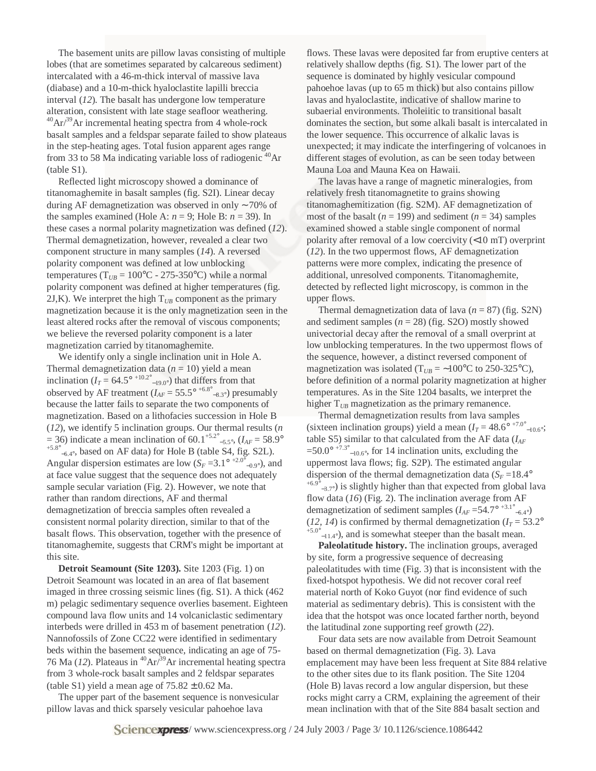The basement units are pillow lavas consisting of multiple lobes (that are sometimes separated by calcareous sediment) intercalated with a 46-m-thick interval of massive lava (diabase) and a 10-m-thick hyaloclastite lapilli breccia interval (*12*). The basalt has undergone low temperature alteration, consistent with late stage seafloor weathering. $^{40}Ar/^{39}Ar$ incremental heating spectra from 4 whole-rock basalt samples and a feldspar separate failed to show plateaus in the step-heating ages. Total fusion apparent ages range from 33 to 58 Ma indicating variable loss of radiogenic $^{40}Ar$ (table S1).

Reflected light microscopy showed a dominance of titanomaghemite in basalt samples (fig. S2I). Linear decay during AF demagnetization was observed in only ∼70% of the samples examined (Hole A: $n$ = 9; Hole B: $n$ = 39). In these cases a normal polarity magnetization was defined (*12*). Thermal demagnetization, however, revealed a clear two component structure in many samples (*14*). A reversed polarity component was defined at low unblocking temperatures ($T_{UB}$ = 100°C - 275-350°C) while a normal polarity component was defined at higher temperatures (fig. 2J,K). We interpret the high $T_{UB}$ component as the primary magnetization because it is the only magnetization seen in the least altered rocks after the removal of viscous components; we believe the reversed polarity component is a later magnetization carried by titanomaghemite.

We identify only a single inclination unit in Hole A. Thermal demagnetization data ($n$ = 10) yield a mean inclination ($I_T = 64.5°{}^{+10.2°}_{-19.0°}$) that differs from that observed by AF treatment ($I_{AF} = 55.5°{}^{+6.8°}_{-8.3°}$) presumably because the latter fails to separate the two components of magnetization. Based on a lithofacies succession in Hole B (*12*), we identify 5 inclination groups. Our thermal results ($n$ = 36) indicate a mean inclination of $60.1^{+5.2°}_{-5.5°}$, ($I_{AF} = 58.9°{}^{+5.8°}_{-6.4°}$, based on AF data) for Hole B (table S4, fig. S2L). Angular dispersion estimates are low ($S_F = 3.1°{}^{+2.0°}_{-0.9°}$), and at face value suggest that the sequence does not adequately sample secular variation (Fig. 2). However, we note that rather than random directions, AF and thermal demagnetization of breccia samples often revealed a consistent normal polarity direction, similar to that of the basalt flows. This observation, together with the presence of titanomaghemite, suggests that CRM's might be important at this site.

**Detroit Seamount (Site 1203).** Site 1203 (Fig. 1) on Detroit Seamount was located in an area of flat basement imaged in three crossing seismic lines (fig. S1). A thick (462 m) pelagic sedimentary sequence overlies basement. Eighteen compound lava flow units and 14 volcaniclastic sedimentary interbeds were drilled in 453 m of basement penetration (*12*). Nannofossils of Zone CC22 were identified in sedimentary beds within the basement sequence, indicating an age of 75-76 Ma (*12*). Plateaus in $^{40}Ar/^{39}Ar$ incremental heating spectra from 3 whole-rock basalt samples and 2 feldspar separates (table S1) yield a mean age of 75.82 ± 0.62 Ma.

The upper part of the basement sequence is nonvesicular pillow lavas and thick sparsely vesicular pahoehoe lava flows. These lavas were deposited far from eruptive centers at relatively shallow depths (fig. S1). The lower part of the sequence is dominated by highly vesicular compound pahoehoe lavas (up to 65 m thick) but also contains pillow lavas and hyaloclastite, indicative of shallow marine to subaerial environments. Tholeiitic to transitional basalt dominates the section, but some alkali basalt is intercalated in the lower sequence. This occurrence of alkalic lavas is unexpected; it may indicate the interfingering of volcanoes in different stages of evolution, as can be seen today between Mauna Loa and Mauna Kea on Hawaii.

The lavas have a range of magnetic mineralogies, from relatively fresh titanomagnetite to grains showing titanomaghemitization (fig. S2M). AF demagnetization of most of the basalt ($n$ = 199) and sediment ($n$ = 34) samples examined showed a stable single component of normal polarity after removal of a low coercivity (<10 mT) overprint (*12*). In the two uppermost flows, AF demagnetization patterns were more complex, indicating the presence of additional, unresolved components. Titanomaghemite, detected by reflected light microscopy, is common in the upper flows.

Thermal demagnetization data of lava ($n$ = 87) (fig. S2N) and sediment samples ($n$ = 28) (fig. S2O) mostly showed univectorial decay after the removal of a small overprint at low unblocking temperatures. In the two uppermost flows of the sequence, however, a distinct reversed component of magnetization was isolated ($T_{UB}$ = ∼100°C to 250-325°C), before definition of a normal polarity magnetization at higher temperatures. As in the Site 1204 basalts, we interpret the higher $T_{UB}$ magnetization as the primary remanence.

Thermal demagnetization results from lava samples (sixteen inclination groups) yield a mean ($I_T = 48.6°{}^{+7.0°}_{-10.6°}$; table S5) similar to that calculated from the AF data ($I_{AF} = 50.0°{}^{+7.3°}_{-10.6°}$, for 14 inclination units, excluding the uppermost lava flows; fig. S2P). The estimated angular dispersion of the thermal demagnetization data ($S_F = 18.4°{}^{+6.9°}_{-3.7°}$) is slightly higher than that expected from global lava flow data (*16*) (Fig. 2). The inclination average from AF demagnetization of sediment samples ($I_{AF} = 54.7°{}^{+3.1°}_{-6.4°}$) (*12, 14*) is confirmed by thermal demagnetization ($I_T = 53.2°{}^{+5.0°}_{-11.4°}$), and is somewhat steeper than the basalt mean.

**Paleolatitude history.** The inclination groups, averaged by site, form a progressive sequence of decreasing paleolatitudes with time (Fig. 3) that is inconsistent with the fixed-hotspot hypothesis. We did not recover coral reef material north of Koko Guyot (nor find evidence of such material as sedimentary debris). This is consistent with the idea that the hotspot was once located farther north, beyond the latitudinal zone supporting reef growth (*22*).

Four data sets are now available from Detroit Seamount based on thermal demagnetization (Fig. 3). Lava emplacement may have been less frequent at Site 884 relative to the other sites due to its flank position. The Site 1204 (Hole B) lavas record a low angular dispersion, but these rocks might carry a CRM, explaining the agreement of their mean inclination with that of the Site 884 basalt section and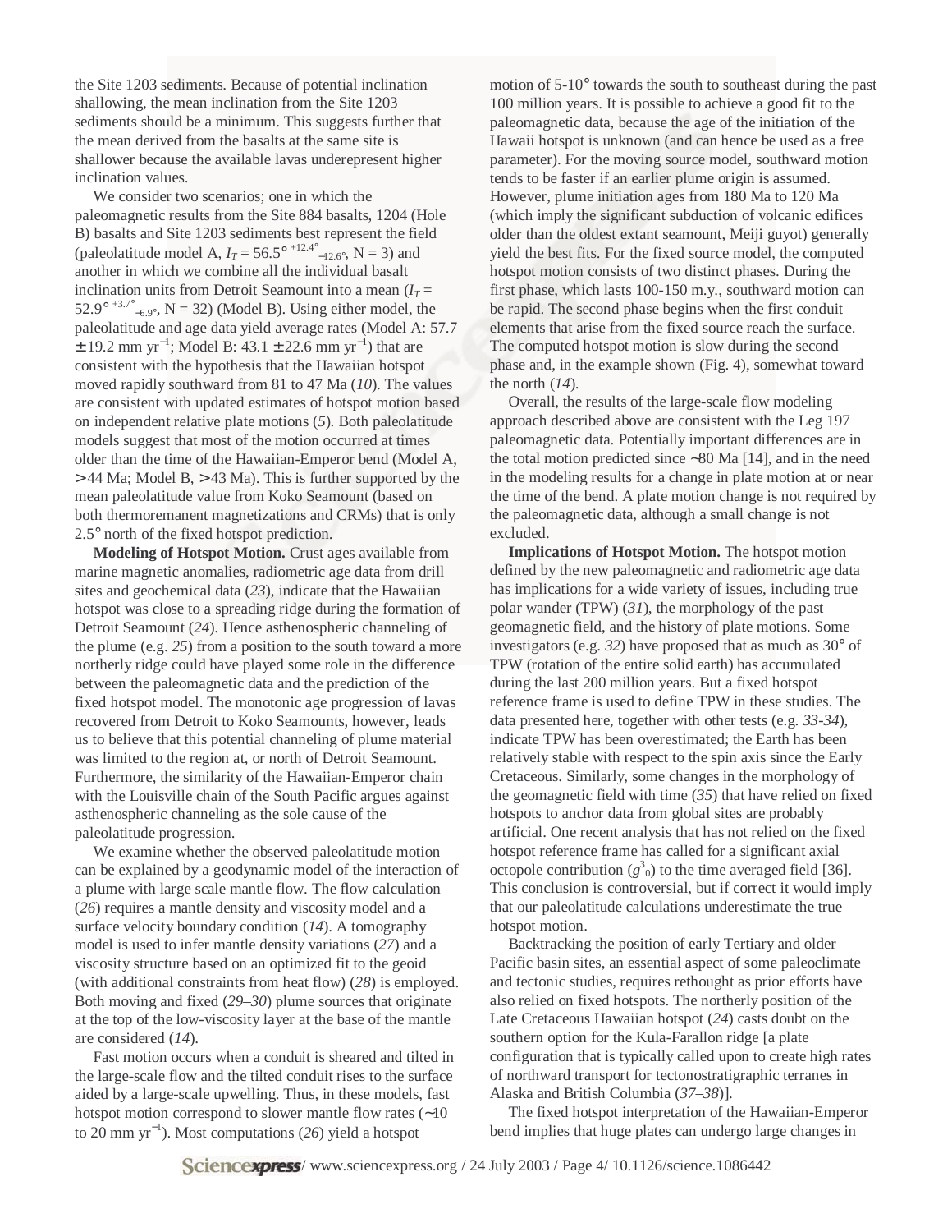the Site 1203 sediments. Because of potential inclination shallowing, the mean inclination from the Site 1203 sediments should be a minimum. This suggests further that the mean derived from the basalts at the same site is shallower because the available lavas underepresent higher inclination values.

We consider two scenarios; one in which the paleomagnetic results from the Site 884 basalts, 1204 (Hole B) basalts and Site 1203 sediments best represent the field (paleolatitude model A, $I_T = 56.5°^{+12.4°}_{-12.6°}$, N = 3) and another in which we combine all the individual basalt inclination units from Detroit Seamount into a mean ($I_T = 52.9°^{+3.7°}_{-6.9°}$, N = 32) (Model B). Using either model, the paleolatitude and age data yield average rates (Model A: 57.7 ± 19.2 mm $yr^{-1}$; Model B: 43.1 ± 22.6 mm $yr^{-1}$) that are consistent with the hypothesis that the Hawaiian hotspot moved rapidly southward from 81 to 47 Ma (*10*). The values are consistent with updated estimates of hotspot motion based on independent relative plate motions (*5*). Both paleolatitude models suggest that most of the motion occurred at times older than the time of the Hawaiian-Emperor bend (Model A, >44 Ma; Model B, >43 Ma). This is further supported by the mean paleolatitude value from Koko Seamount (based on both thermoremanent magnetizations and CRMs) that is only 2.5° north of the fixed hotspot prediction.

**Modeling of Hotspot Motion.** Crust ages available from marine magnetic anomalies, radiometric age data from drill sites and geochemical data (*23*), indicate that the Hawaiian hotspot was close to a spreading ridge during the formation of Detroit Seamount (*24*). Hence asthenospheric channeling of the plume (e.g. *25*) from a position to the south toward a more northerly ridge could have played some role in the difference between the paleomagnetic data and the prediction of the fixed hotspot model. The monotonic age progression of lavas recovered from Detroit to Koko Seamounts, however, leads us to believe that this potential channeling of plume material was limited to the region at, or north of Detroit Seamount. Furthermore, the similarity of the Hawaiian-Emperor chain with the Louisville chain of the South Pacific argues against asthenospheric channeling as the sole cause of the paleolatitude progression.

We examine whether the observed paleolatitude motion can be explained by a geodynamic model of the interaction of a plume with large scale mantle flow. The flow calculation (*26*) requires a mantle density and viscosity model and a surface velocity boundary condition (*14*). A tomography model is used to infer mantle density variations (*27*) and a viscosity structure based on an optimized fit to the geoid (with additional constraints from heat flow) (*28*) is employed. Both moving and fixed (*29–30*) plume sources that originate at the top of the low-viscosity layer at the base of the mantle are considered (*14*).

Fast motion occurs when a conduit is sheared and tilted in the large-scale flow and the tilted conduit rises to the surface aided by a large-scale upwelling. Thus, in these models, fast hotspot motion correspond to slower mantle flow rates (~10 to 20 mm $yr^{-1}$). Most computations (*26*) yield a hotspot motion of 5-10° towards the south to southeast during the past 100 million years. It is possible to achieve a good fit to the paleomagnetic data, because the age of the initiation of the Hawaii hotspot is unknown (and can hence be used as a free parameter). For the moving source model, southward motion tends to be faster if an earlier plume origin is assumed. However, plume initiation ages from 180 Ma to 120 Ma (which imply the significant subduction of volcanic edifices older than the oldest extant seamount, Meiji guyot) generally yield the best fits. For the fixed source model, the computed hotspot motion consists of two distinct phases. During the first phase, which lasts 100-150 m.y., southward motion can be rapid. The second phase begins when the first conduit elements that arise from the fixed source reach the surface. The computed hotspot motion is slow during the second phase and, in the example shown (Fig. 4), somewhat toward the north (*14*).

Overall, the results of the large-scale flow modeling approach described above are consistent with the Leg 197 paleomagnetic data. Potentially important differences are in the total motion predicted since ~80 Ma [14], and in the need in the modeling results for a change in plate motion at or near the time of the bend. A plate motion change is not required by the paleomagnetic data, although a small change is not excluded.

**Implications of Hotspot Motion.** The hotspot motion defined by the new paleomagnetic and radiometric age data has implications for a wide variety of issues, including true polar wander (TPW) (*31*), the morphology of the past geomagnetic field, and the history of plate motions. Some investigators (e.g. *32*) have proposed that as much as 30° of TPW (rotation of the entire solid earth) has accumulated during the last 200 million years. But a fixed hotspot reference frame is used to define TPW in these studies. The data presented here, together with other tests (e.g. *33-34*), indicate TPW has been overestimated; the Earth has been relatively stable with respect to the spin axis since the Early Cretaceous. Similarly, some changes in the morphology of the geomagnetic field with time (*35*) that have relied on fixed hotspots to anchor data from global sites are probably artificial. One recent analysis that has not relied on the fixed hotspot reference frame has called for a significant axial octopole contribution ($g^3_0$) to the time averaged field [36]. This conclusion is controversial, but if correct it would imply that our paleolatitude calculations underestimate the true hotspot motion.

Backtracking the position of early Tertiary and older Pacific basin sites, an essential aspect of some paleoclimate and tectonic studies, requires rethought as prior efforts have also relied on fixed hotspots. The northerly position of the Late Cretaceous Hawaiian hotspot (*24*) casts doubt on the southern option for the Kula-Farallon ridge [a plate configuration that is typically called upon to create high rates of northward transport for tectonostratigraphic terranes in Alaska and British Columbia (*37–38*)].

The fixed hotspot interpretation of the Hawaiian-Emperor bend implies that huge plates can undergo large changes in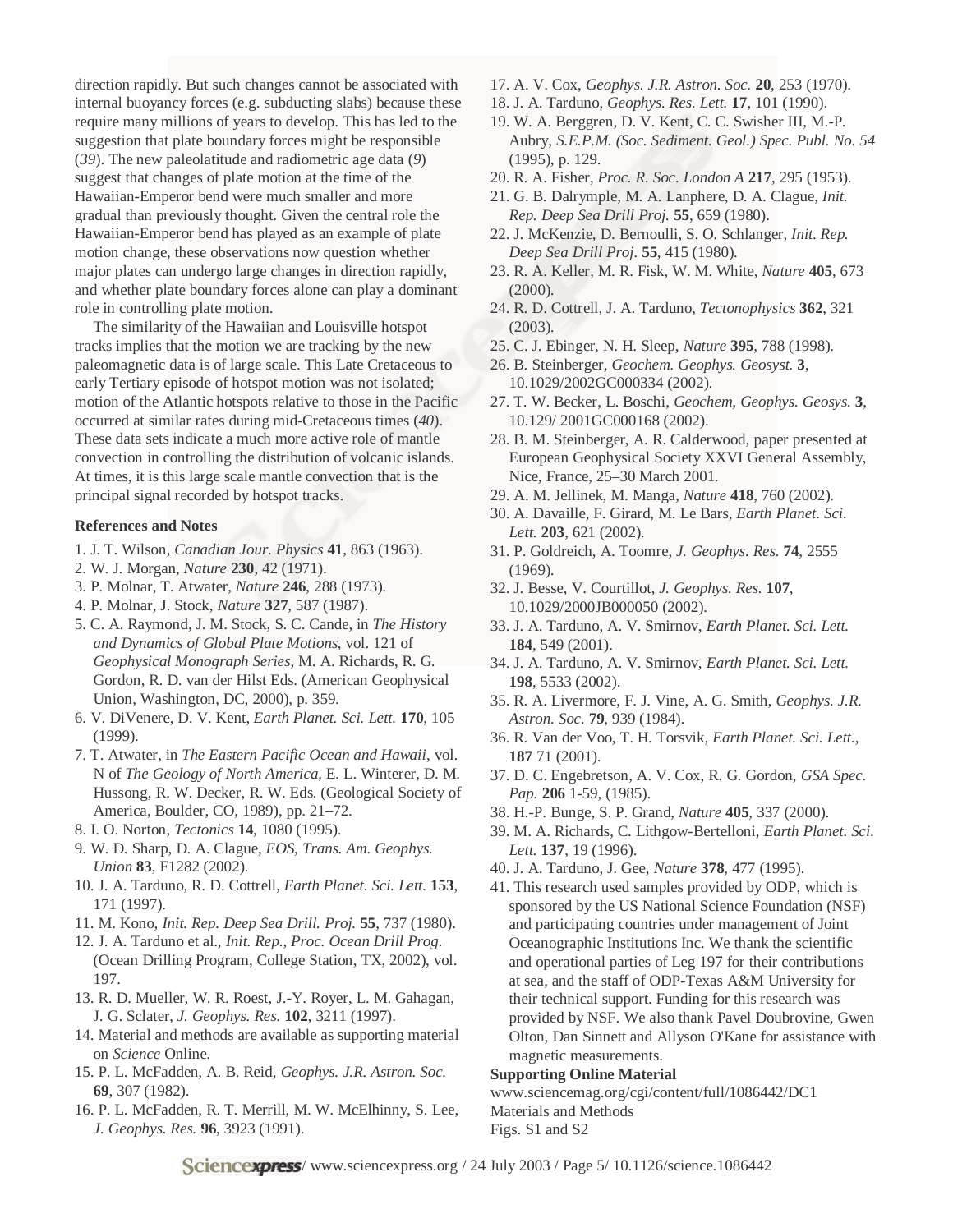direction rapidly. But such changes cannot be associated with internal buoyancy forces (e.g. subducting slabs) because these require many millions of years to develop. This has led to the suggestion that plate boundary forces might be responsible (*39*). The new paleolatitude and radiometric age data (*9*) suggest that changes of plate motion at the time of the Hawaiian-Emperor bend were much smaller and more gradual than previously thought. Given the central role the Hawaiian-Emperor bend has played as an example of plate motion change, these observations now question whether major plates can undergo large changes in direction rapidly, and whether plate boundary forces alone can play a dominant role in controlling plate motion.

The similarity of the Hawaiian and Louisville hotspot tracks implies that the motion we are tracking by the new paleomagnetic data is of large scale. This Late Cretaceous to early Tertiary episode of hotspot motion was not isolated; motion of the Atlantic hotspots relative to those in the Pacific occurred at similar rates during mid-Cretaceous times (*40*). These data sets indicate a much more active role of mantle convection in controlling the distribution of volcanic islands. At times, it is this large scale mantle convection that is the principal signal recorded by hotspot tracks.

### References and Notes

1. J. T. Wilson, *Canadian Jour. Physics* **41**, 863 (1963).
2. W. J. Morgan, *Nature* **230**, 42 (1971).
3. P. Molnar, T. Atwater, *Nature* **246**, 288 (1973).
4. P. Molnar, J. Stock, *Nature* **327**, 587 (1987).
5. C. A. Raymond, J. M. Stock, S. C. Cande, in *The History and Dynamics of Global Plate Motions*, vol. 121 of *Geophysical Monograph Series*, M. A. Richards, R. G. Gordon, R. D. van der Hilst Eds. (American Geophysical Union, Washington, DC, 2000), p. 359.
6. V. DiVenere, D. V. Kent, *Earth Planet. Sci. Lett.* **170**, 105 (1999).
7. T. Atwater, in *The Eastern Pacific Ocean and Hawaii*, vol. N of *The Geology of North America*, E. L. Winterer, D. M. Hussong, R. W. Decker, R. W. Eds. (Geological Society of America, Boulder, CO, 1989), pp. 21–72.
8. I. O. Norton, *Tectonics* **14**, 1080 (1995).
9. W. D. Sharp, D. A. Clague, *EOS, Trans. Am. Geophys. Union* **83**, F1282 (2002).
10. J. A. Tarduno, R. D. Cottrell, *Earth Planet. Sci. Lett.* **153**, 171 (1997).
11. M. Kono, *Init. Rep. Deep Sea Drill. Proj.* **55**, 737 (1980).
12. J. A. Tarduno et al., *Init. Rep., Proc. Ocean Drill Prog.* (Ocean Drilling Program, College Station, TX, 2002), vol. 197.
13. R. D. Mueller, W. R. Roest, J.-Y. Royer, L. M. Gahagan, J. G. Sclater, *J. Geophys. Res.* **102**, 3211 (1997).
14. Material and methods are available as supporting material on *Science* Online.
15. P. L. McFadden, A. B. Reid, *Geophys. J.R. Astron. Soc.* **69**, 307 (1982).
16. P. L. McFadden, R. T. Merrill, M. W. McElhinny, S. Lee, *J. Geophys. Res.* **96**, 3923 (1991).
17. A. V. Cox, *Geophys. J.R. Astron. Soc.* **20**, 253 (1970).
18. J. A. Tarduno, *Geophys. Res. Lett.* **17**, 101 (1990).
19. W. A. Berggren, D. V. Kent, C. C. Swisher III, M.-P. Aubry, *S.E.P.M. (Soc. Sediment. Geol.) Spec. Publ. No. 54* (1995), p. 129.
20. R. A. Fisher, *Proc. R. Soc. London A* **217**, 295 (1953).
21. G. B. Dalrymple, M. A. Lanphere, D. A. Clague, *Init. Rep. Deep Sea Drill Proj.* **55**, 659 (1980).
22. J. McKenzie, D. Bernoulli, S. O. Schlanger, *Init. Rep. Deep Sea Drill Proj.* **55**, 415 (1980).
23. R. A. Keller, M. R. Fisk, W. M. White, *Nature* **405**, 673 (2000).
24. R. D. Cottrell, J. A. Tarduno, *Tectonophysics* **362**, 321 (2003).
25. C. J. Ebinger, N. H. Sleep, *Nature* **395**, 788 (1998).
26. B. Steinberger, *Geochem. Geophys. Geosyst.* **3**, 10.1029/2002GC000334 (2002).
27. T. W. Becker, L. Boschi, *Geochem, Geophys. Geosys.* **3**, 10.129/ 2001GC000168 (2002).
28. B. M. Steinberger, A. R. Calderwood, paper presented at European Geophysical Society XXVI General Assembly, Nice, France, 25–30 March 2001.
29. A. M. Jellinek, M. Manga, *Nature* **418**, 760 (2002).
30. A. Davaille, F. Girard, M. Le Bars, *Earth Planet. Sci. Lett.* **203**, 621 (2002).
31. P. Goldreich, A. Toomre, *J. Geophys. Res.* **74**, 2555 (1969).
32. J. Besse, V. Courtillot, *J. Geophys. Res.* **107**, 10.1029/2000JB000050 (2002).
33. J. A. Tarduno, A. V. Smirnov, *Earth Planet. Sci. Lett.* **184**, 549 (2001).
34. J. A. Tarduno, A. V. Smirnov, *Earth Planet. Sci. Lett.* **198**, 5533 (2002).
35. R. A. Livermore, F. J. Vine, A. G. Smith, *Geophys. J.R. Astron. Soc.* **79**, 939 (1984).
36. R. Van der Voo, T. H. Torsvik, *Earth Planet. Sci. Lett.*, **187** 71 (2001).
37. D. C. Engebretson, A. V. Cox, R. G. Gordon, *GSA Spec. Pap.* **206** 1-59, (1985).
38. H.-P. Bunge, S. P. Grand, *Nature* **405**, 337 (2000).
39. M. A. Richards, C. Lithgow-Bertelloni, *Earth Planet. Sci. Lett.* **137**, 19 (1996).
40. J. A. Tarduno, J. Gee, *Nature* **378**, 477 (1995).
41. This research used samples provided by ODP, which is sponsored by the US National Science Foundation (NSF) and participating countries under management of Joint Oceanographic Institutions Inc. We thank the scientific and operational parties of Leg 197 for their contributions at sea, and the staff of ODP-Texas A&M University for their technical support. Funding for this research was provided by NSF. We also thank Pavel Doubrovine, Gwen Olton, Dan Sinnett and Allyson O'Kane for assistance with magnetic measurements.

**Supporting Online Material**

www.sciencemag.org/cgi/content/full/1086442/DC1
Materials and Methods
Figs. S1 and S2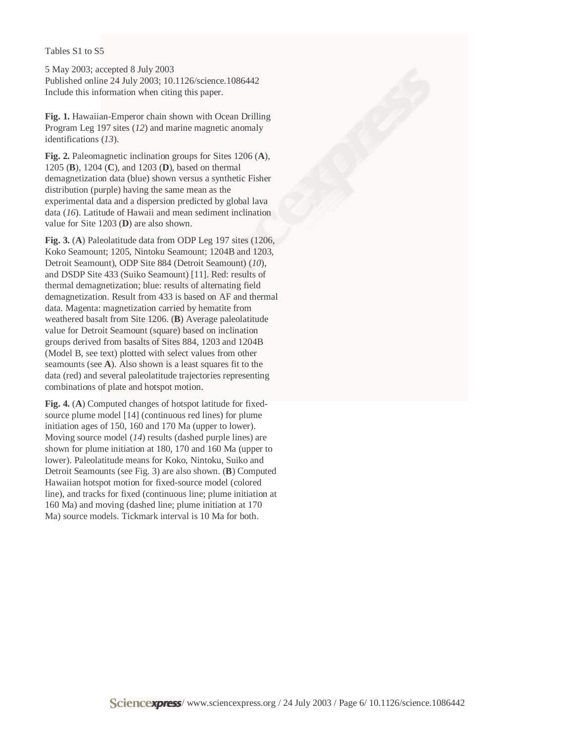Tables S1 to S5

5 May 2003; accepted 8 July 2003
Published online 24 July 2003; 10.1126/science.1086442
Include this information when citing this paper.

**Fig. 1.** Hawaiian-Emperor chain shown with Ocean Drilling Program Leg 197 sites (*12*) and marine magnetic anomaly identifications (*13*).

**Fig. 2.** Paleomagnetic inclination groups for Sites 1206 (**A**), 1205 (**B**), 1204 (**C**), and 1203 (**D**), based on thermal demagnetization data (blue) shown versus a synthetic Fisher distribution (purple) having the same mean as the experimental data and a dispersion predicted by global lava data (*16*). Latitude of Hawaii and mean sediment inclination value for Site 1203 (**D**) are also shown.

**Fig. 3.** (**A**) Paleolatitude data from ODP Leg 197 sites (1206, Koko Seamount; 1205, Nintoku Seamount; 1204B and 1203, Detroit Seamount), ODP Site 884 (Detroit Seamount) (*10*), and DSDP Site 433 (Suiko Seamount) [11]. Red: results of thermal demagnetization; blue: results of alternating field demagnetization. Result from 433 is based on AF and thermal data. Magenta: magnetization carried by hematite from weathered basalt from Site 1206. (**B**) Average paleolatitude value for Detroit Seamount (square) based on inclination groups derived from basalts of Sites 884, 1203 and 1204B (Model B, see text) plotted with select values from other seamounts (see **A**). Also shown is a least squares fit to the data (red) and several paleolatitude trajectories representing combinations of plate and hotspot motion.

**Fig. 4.** (**A**) Computed changes of hotspot latitude for fixed-source plume model [14] (continuous red lines) for plume initiation ages of 150, 160 and 170 Ma (upper to lower). Moving source model (*14*) results (dashed purple lines) are shown for plume initiation at 180, 170 and 160 Ma (upper to lower). Paleolatitude means for Koko, Nintoku, Suiko and Detroit Seamounts (see Fig. 3) are also shown. (**B**) Computed Hawaiian hotspot motion for fixed-source model (colored line), and tracks for fixed (continuous line; plume initiation at 160 Ma) and moving (dashed line; plume initiation at 170 Ma) source models. Tickmark interval is 10 Ma for both.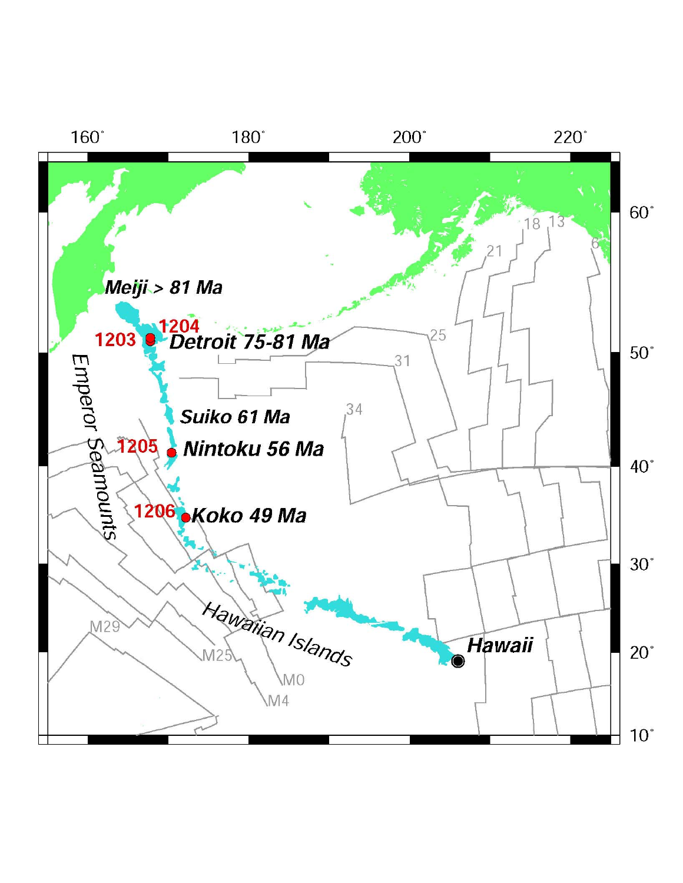160° 180° 200° 220°

60° 50° 40° 30° 20° 10°

Meiji > 81 Ma

1204

1203

Detroit 75-81 Ma

Emperor Seamounts

Suiko 61 Ma

1205

Nintoku 56 Ma

1206

Koko 49 Ma

Hawaiian Islands

Hawaii

18 13 21 6 25 31 34

M29 M25 M0 M4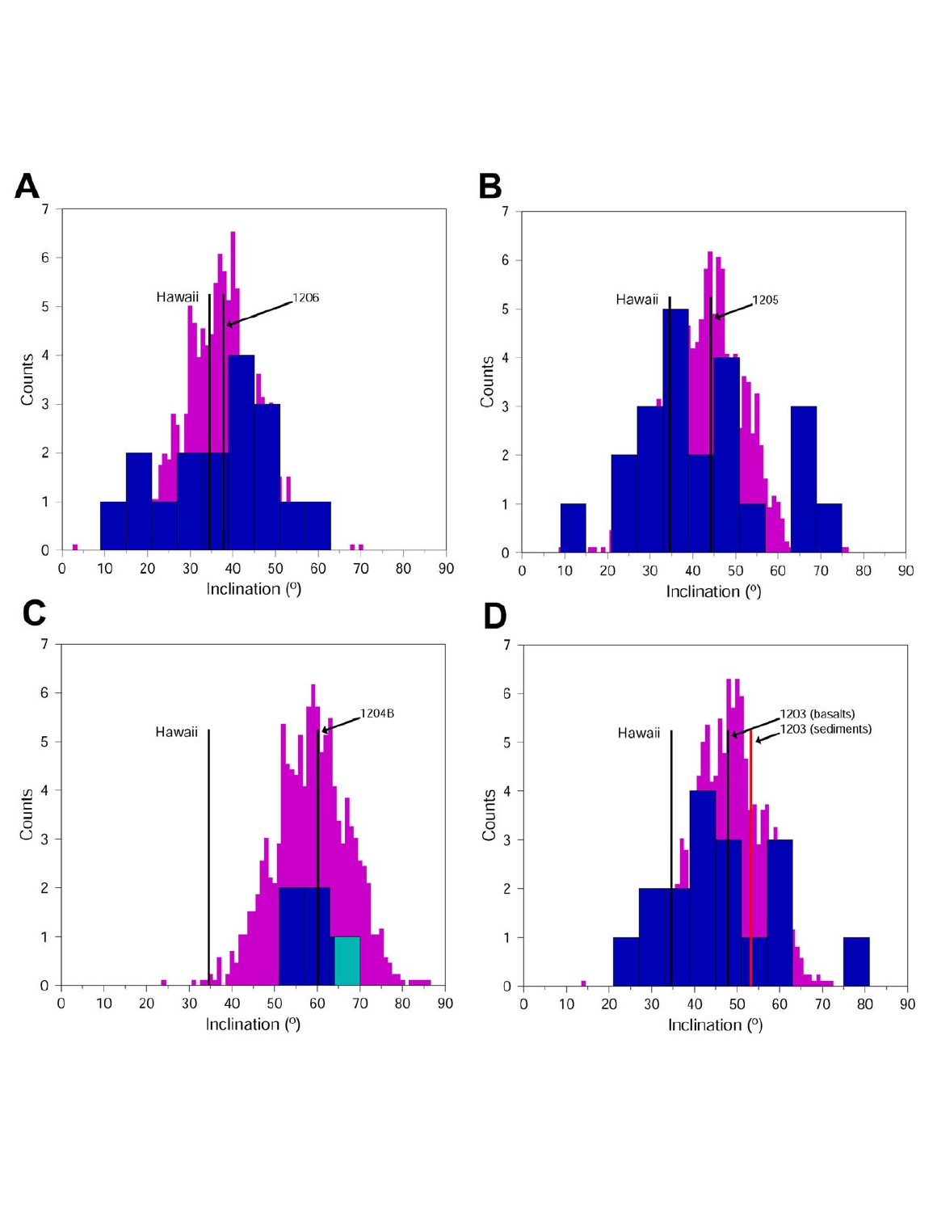**A**

Counts

Inclination (°)

Hawaii

1206

**B**

Counts

Inclination (°)

Hawaii

1205

**C**

Counts

Inclination (°)

Hawaii

1204B

**D**

Counts

Inclination (°)

Hawaii

1203 (basalts)

1203 (sediments)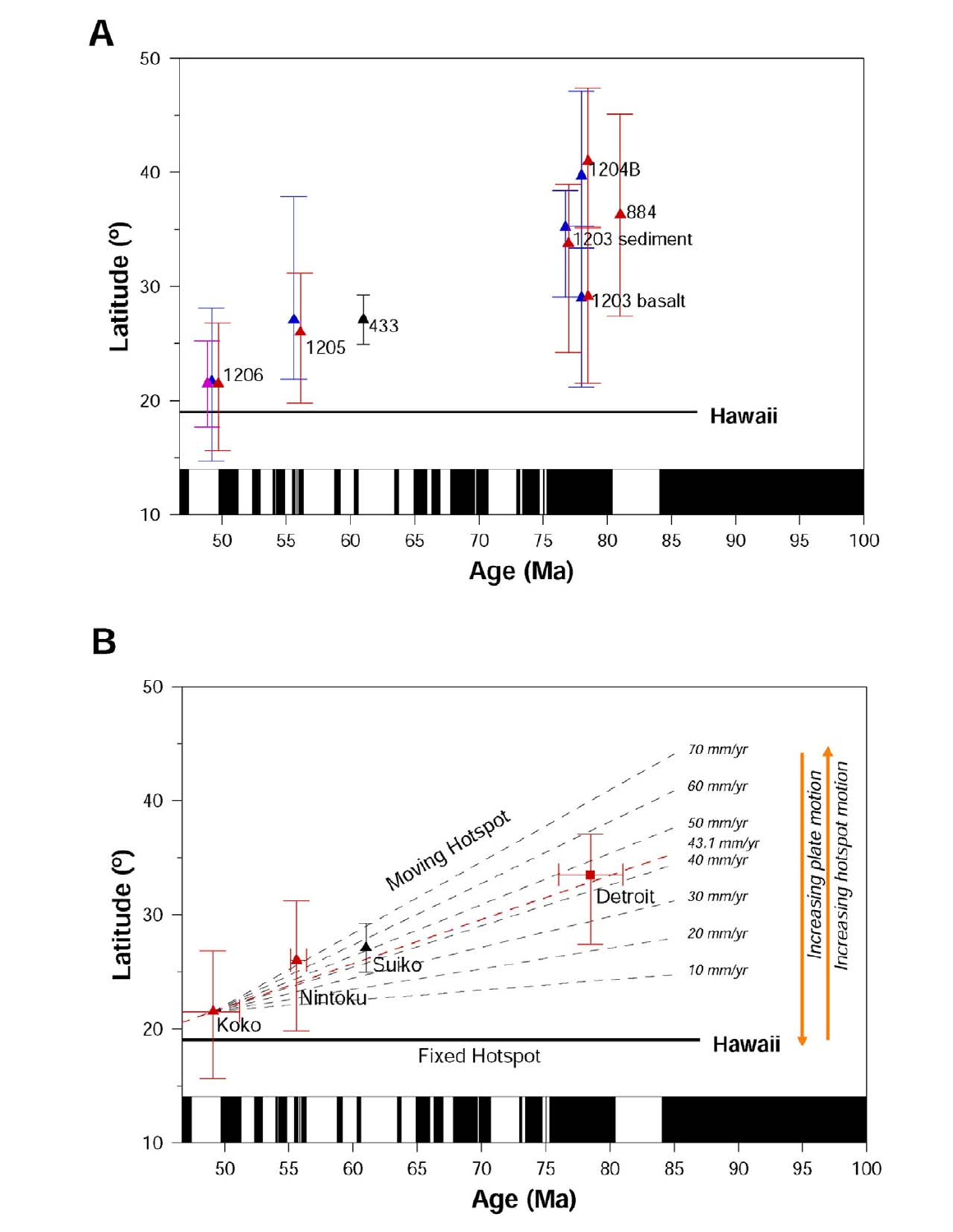**A**

Latitude (°)

Age (Ma)

1206

1205

433

1204B

884

1203 sediment

1203 basalt

Hawaii

**B**

Latitude (°)

Age (Ma)

Moving Hotspot

70 mm/yr

60 mm/yr

50 mm/yr

43.1 mm/yr

40 mm/yr

30 mm/yr

20 mm/yr

10 mm/yr

*Increasing plate motion*

*Increasing hotspot motion*

Koko

Nintoku

Suiko

Detroit

Fixed Hotspot

Hawaii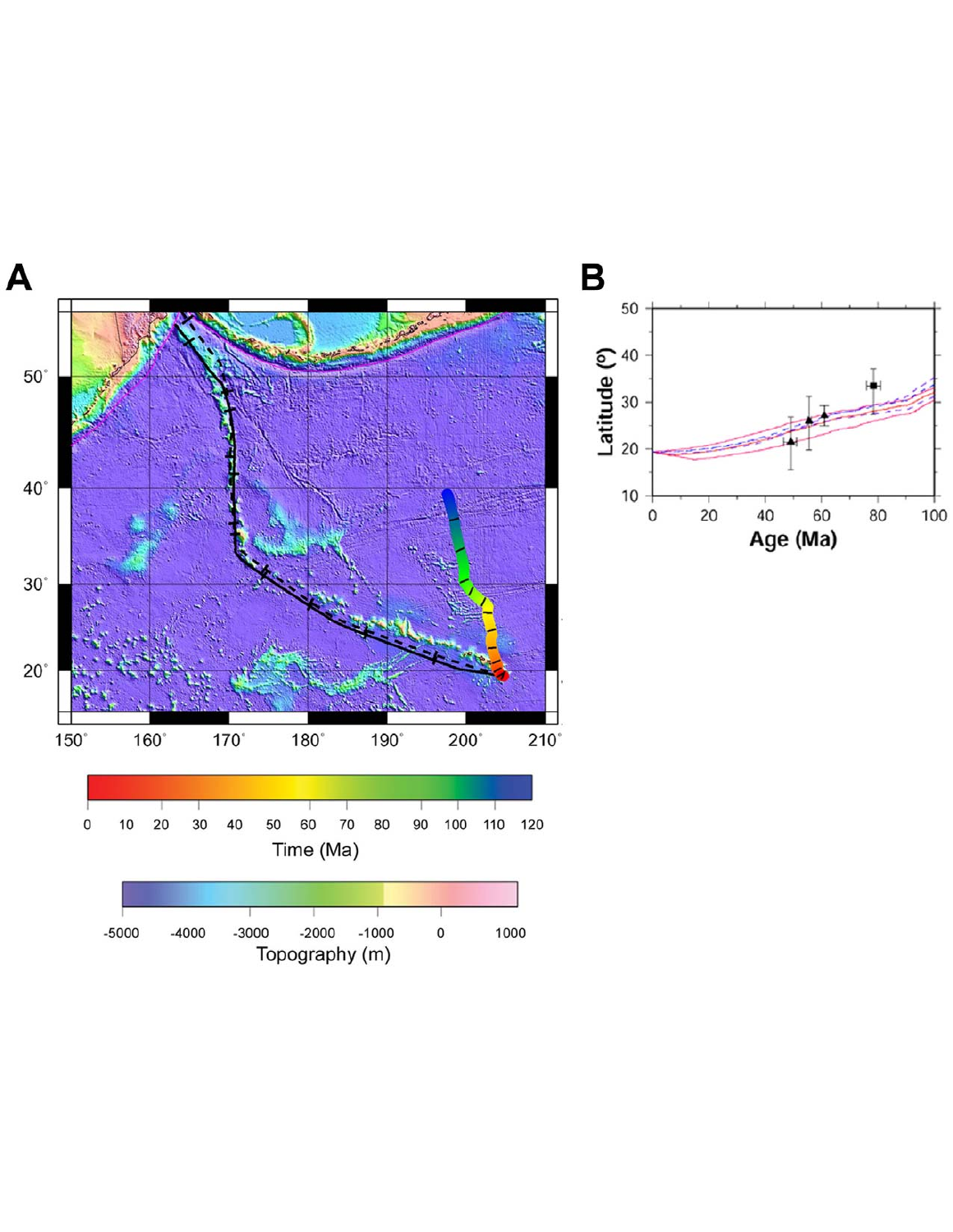A

50°

40°

30°

20°

150° 160° 170° 180° 190° 200° 210°

0 10 20 30 40 50 60 70 80 90 100 110 120

Time (Ma)

-5000 -4000 -3000 -2000 -1000 0 1000

Topography (m)

B

Latitude (°)

50

40

30

20

10

0 20 40 60 80 100

Age (Ma)